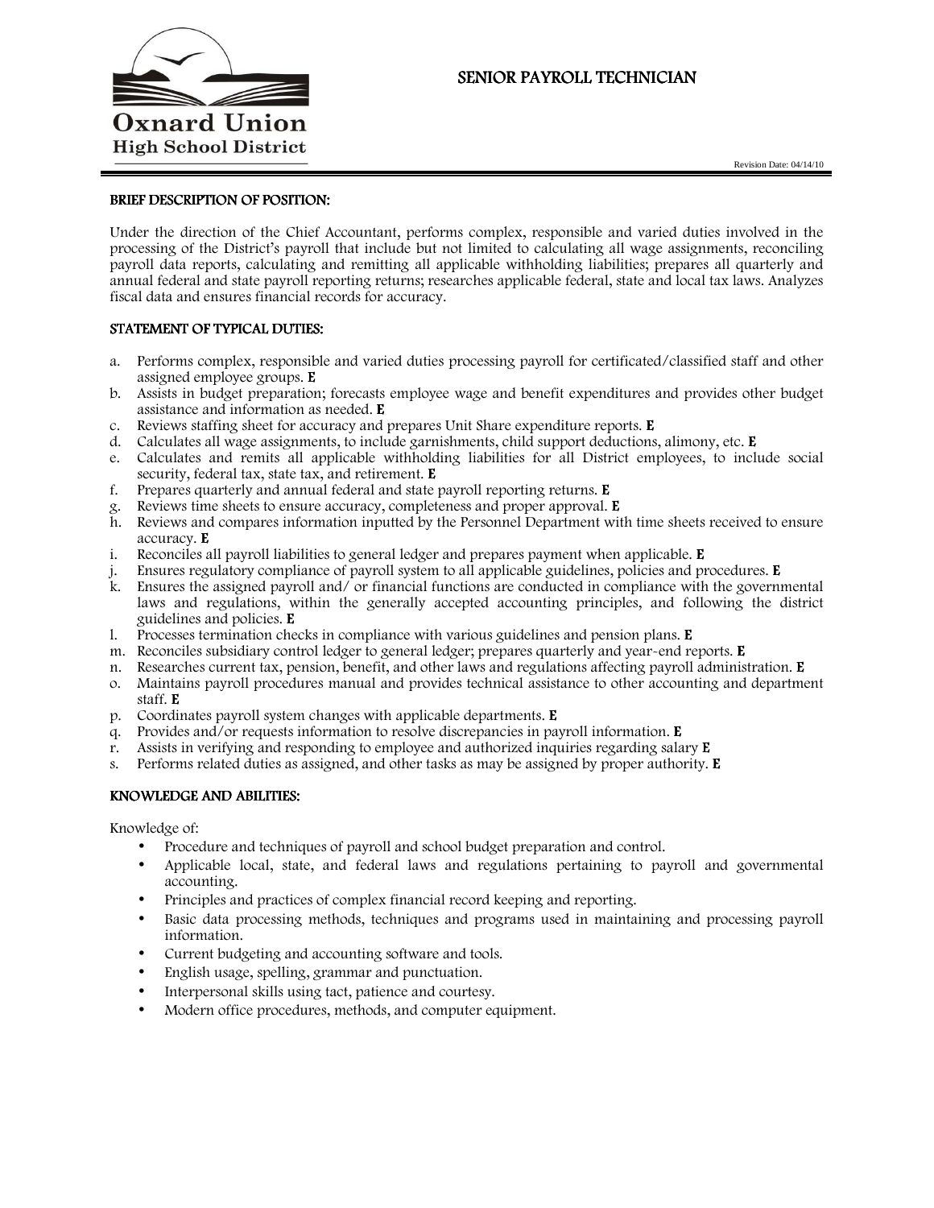Oxnard Union
High School District

# SENIOR PAYROLL TECHNICIAN

Revision Date: 04/14/10

## BRIEF DESCRIPTION OF POSITION:

Under the direction of the Chief Accountant, performs complex, responsible and varied duties involved in the processing of the District's payroll that include but not limited to calculating all wage assignments, reconciling payroll data reports, calculating and remitting all applicable withholding liabilities; prepares all quarterly and annual federal and state payroll reporting returns; researches applicable federal, state and local tax laws. Analyzes fiscal data and ensures financial records for accuracy.

## STATEMENT OF TYPICAL DUTIES:

a. Performs complex, responsible and varied duties processing payroll for certificated/classified staff and other assigned employee groups. **E**
b. Assists in budget preparation; forecasts employee wage and benefit expenditures and provides other budget assistance and information as needed. **E**
c. Reviews staffing sheet for accuracy and prepares Unit Share expenditure reports. **E**
d. Calculates all wage assignments, to include garnishments, child support deductions, alimony, etc. **E**
e. Calculates and remits all applicable withholding liabilities for all District employees, to include social security, federal tax, state tax, and retirement. **E**
f. Prepares quarterly and annual federal and state payroll reporting returns. **E**
g. Reviews time sheets to ensure accuracy, completeness and proper approval. **E**
h. Reviews and compares information inputted by the Personnel Department with time sheets received to ensure accuracy. **E**
i. Reconciles all payroll liabilities to general ledger and prepares payment when applicable. **E**
j. Ensures regulatory compliance of payroll system to all applicable guidelines, policies and procedures. **E**
k. Ensures the assigned payroll and/ or financial functions are conducted in compliance with the governmental laws and regulations, within the generally accepted accounting principles, and following the district guidelines and policies. **E**
l. Processes termination checks in compliance with various guidelines and pension plans. **E**
m. Reconciles subsidiary control ledger to general ledger; prepares quarterly and year-end reports. **E**
n. Researches current tax, pension, benefit, and other laws and regulations affecting payroll administration. **E**
o. Maintains payroll procedures manual and provides technical assistance to other accounting and department staff. **E**
p. Coordinates payroll system changes with applicable departments. **E**
q. Provides and/or requests information to resolve discrepancies in payroll information. **E**
r. Assists in verifying and responding to employee and authorized inquiries regarding salary **E**
s. Performs related duties as assigned, and other tasks as may be assigned by proper authority. **E**

## KNOWLEDGE AND ABILITIES:

Knowledge of:

- Procedure and techniques of payroll and school budget preparation and control.
- Applicable local, state, and federal laws and regulations pertaining to payroll and governmental accounting.
- Principles and practices of complex financial record keeping and reporting.
- Basic data processing methods, techniques and programs used in maintaining and processing payroll information.
- Current budgeting and accounting software and tools.
- English usage, spelling, grammar and punctuation.
- Interpersonal skills using tact, patience and courtesy.
- Modern office procedures, methods, and computer equipment.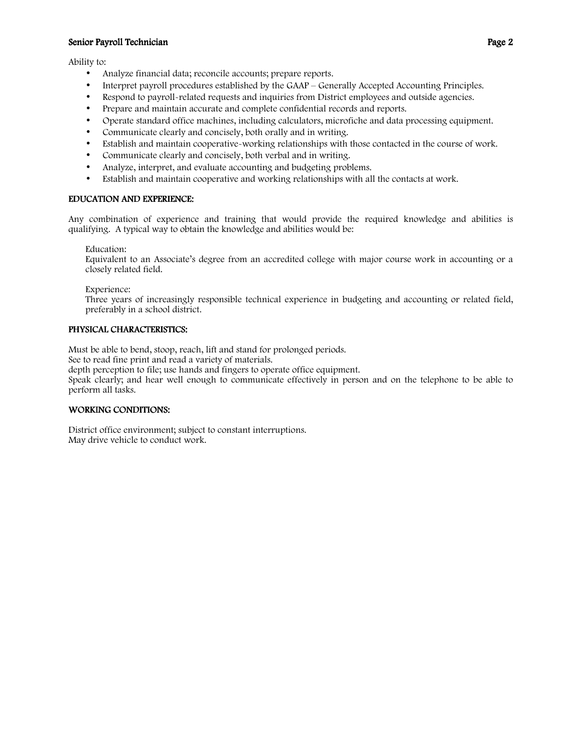Ability to:

- Analyze financial data; reconcile accounts; prepare reports.
- Interpret payroll procedures established by the GAAP – Generally Accepted Accounting Principles.
- Respond to payroll-related requests and inquiries from District employees and outside agencies.
- Prepare and maintain accurate and complete confidential records and reports.
- Operate standard office machines, including calculators, microfiche and data processing equipment.
- Communicate clearly and concisely, both orally and in writing.
- Establish and maintain cooperative-working relationships with those contacted in the course of work.
- Communicate clearly and concisely, both verbal and in writing.
- Analyze, interpret, and evaluate accounting and budgeting problems.
- Establish and maintain cooperative and working relationships with all the contacts at work.

**EDUCATION AND EXPERIENCE:**

Any combination of experience and training that would provide the required knowledge and abilities is qualifying. A typical way to obtain the knowledge and abilities would be:

Education:
Equivalent to an Associate's degree from an accredited college with major course work in accounting or a closely related field.

Experience:
Three years of increasingly responsible technical experience in budgeting and accounting or related field, preferably in a school district.

**PHYSICAL CHARACTERISTICS:**

Must be able to bend, stoop, reach, lift and stand for prolonged periods.
See to read fine print and read a variety of materials.
depth perception to file; use hands and fingers to operate office equipment.
Speak clearly; and hear well enough to communicate effectively in person and on the telephone to be able to perform all tasks.

**WORKING CONDITIONS:**

District office environment; subject to constant interruptions.
May drive vehicle to conduct work.